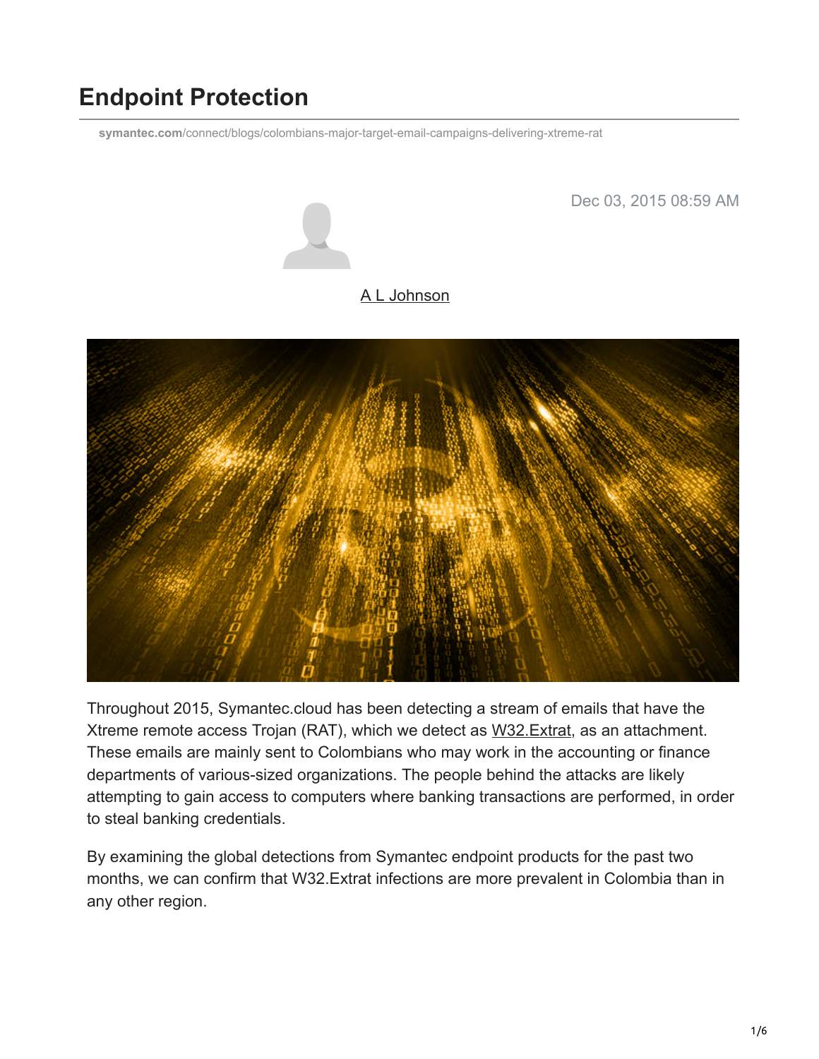# Endpoint Protection

symantec.com/connect/blogs/colombians-major-target-email-campaigns-delivering-xtreme-rat

Dec 03, 2015 08:59 AM

A L Johnson

Throughout 2015, Symantec.cloud has been detecting a stream of emails that have the Xtreme remote access Trojan (RAT), which we detect as W32.Extrat, as an attachment. These emails are mainly sent to Colombians who may work in the accounting or finance departments of various-sized organizations. The people behind the attacks are likely attempting to gain access to computers where banking transactions are performed, in order to steal banking credentials.

By examining the global detections from Symantec endpoint products for the past two months, we can confirm that W32.Extrat infections are more prevalent in Colombia than in any other region.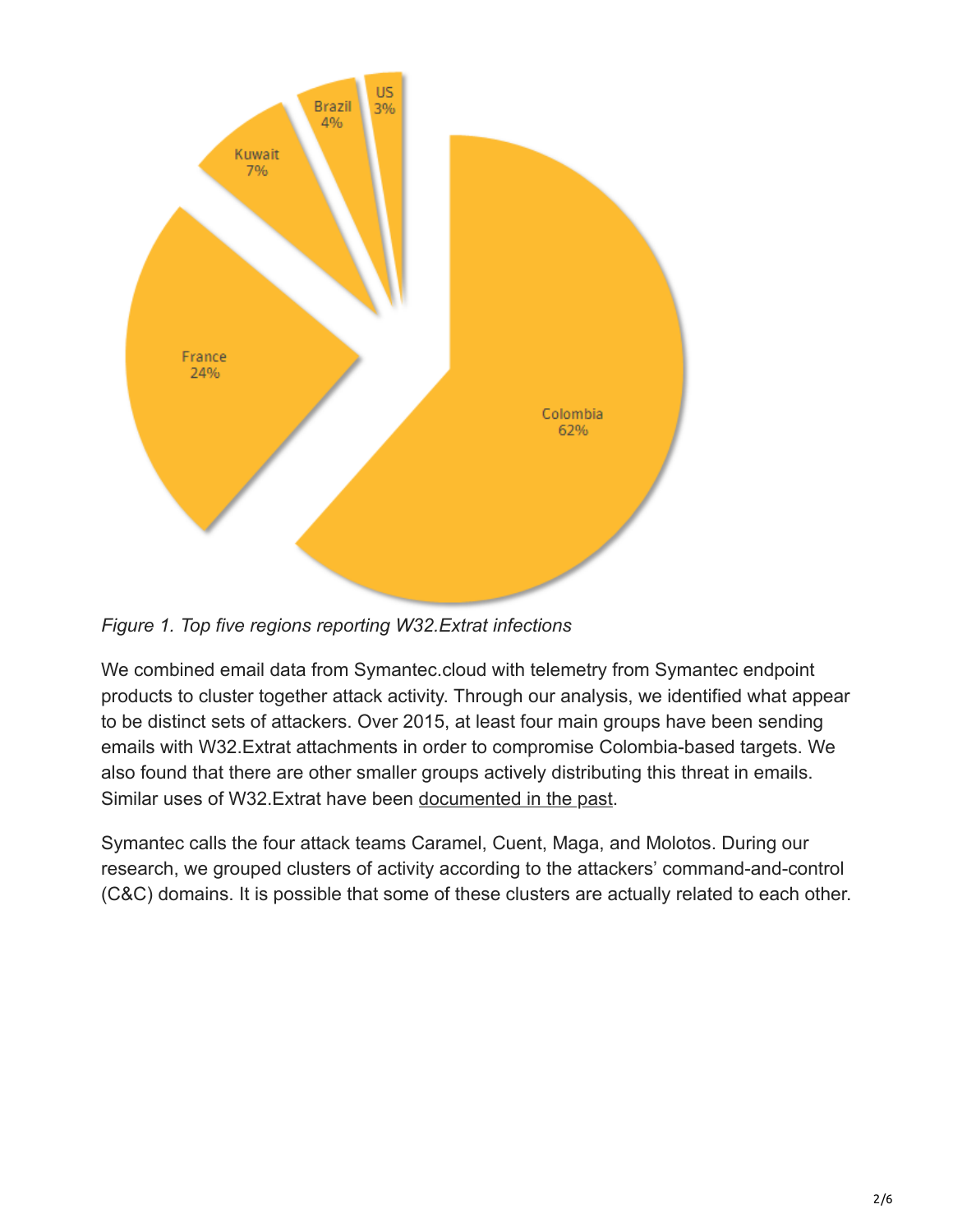*Figure 1. Top five regions reporting W32.Extrat infections*

We combined email data from Symantec.cloud with telemetry from Symantec endpoint products to cluster together attack activity. Through our analysis, we identified what appear to be distinct sets of attackers. Over 2015, at least four main groups have been sending emails with W32.Extrat attachments in order to compromise Colombia-based targets. We also found that there are other smaller groups actively distributing this threat in emails. Similar uses of W32.Extrat have been documented in the past.

Symantec calls the four attack teams Caramel, Cuent, Maga, and Molotos. During our research, we grouped clusters of activity according to the attackers' command-and-control (C&C) domains. It is possible that some of these clusters are actually related to each other.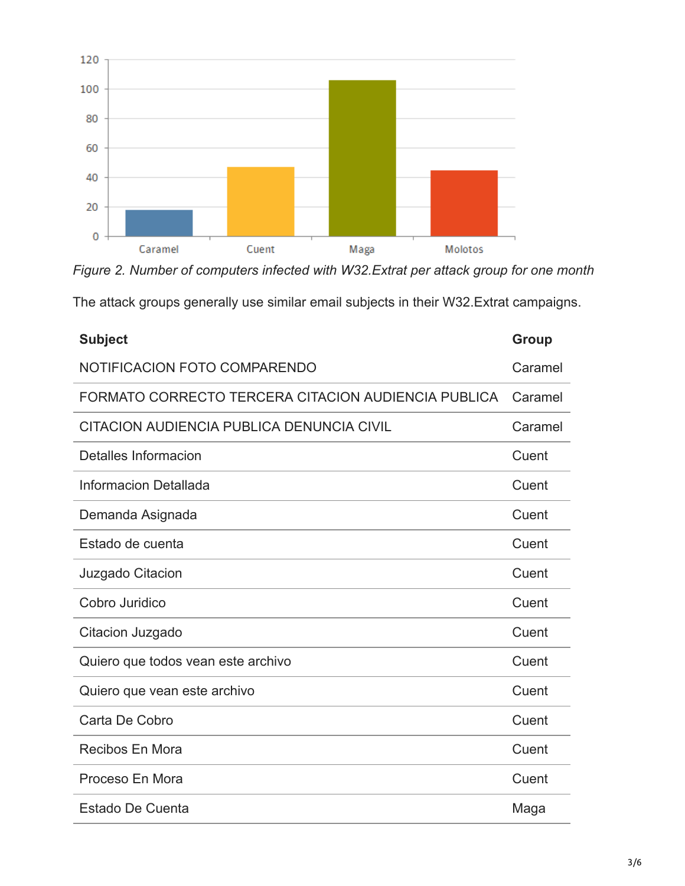Figure 2. Number of computers infected with W32.Extrat per attack group for one month

The attack groups generally use similar email subjects in their W32.Extrat campaigns.

| Subject | Group |
| --- | --- |
| NOTIFICACION FOTO COMPARENDO | Caramel |
| FORMATO CORRECTO TERCERA CITACION AUDIENCIA PUBLICA | Caramel |
| CITACION AUDIENCIA PUBLICA DENUNCIA CIVIL | Caramel |
| Detalles Informacion | Cuent |
| Informacion Detallada | Cuent |
| Demanda Asignada | Cuent |
| Estado de cuenta | Cuent |
| Juzgado Citacion | Cuent |
| Cobro Juridico | Cuent |
| Citacion Juzgado | Cuent |
| Quiero que todos vean este archivo | Cuent |
| Quiero que vean este archivo | Cuent |
| Carta De Cobro | Cuent |
| Recibos En Mora | Cuent |
| Proceso En Mora | Cuent |
| Estado De Cuenta | Maga |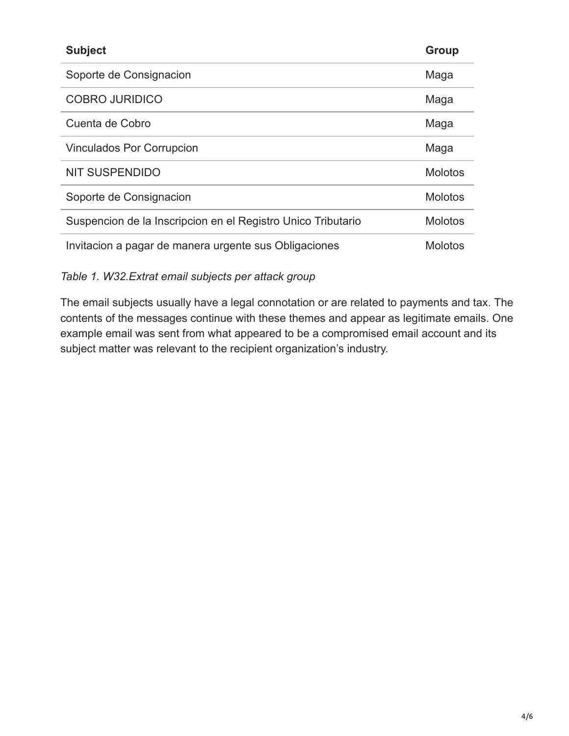| Subject | Group |
| --- | --- |
| Soporte de Consignacion | Maga |
| COBRO JURIDICO | Maga |
| Cuenta de Cobro | Maga |
| Vinculados Por Corrupcion | Maga |
| NIT SUSPENDIDO | Molotos |
| Soporte de Consignacion | Molotos |
| Suspencion de la Inscripcion en el Registro Unico Tributario | Molotos |
| Invitacion a pagar de manera urgente sus Obligaciones | Molotos |

*Table 1. W32.Extrat email subjects per attack group*

The email subjects usually have a legal connotation or are related to payments and tax. The contents of the messages continue with these themes and appear as legitimate emails. One example email was sent from what appeared to be a compromised email account and its subject matter was relevant to the recipient organization's industry.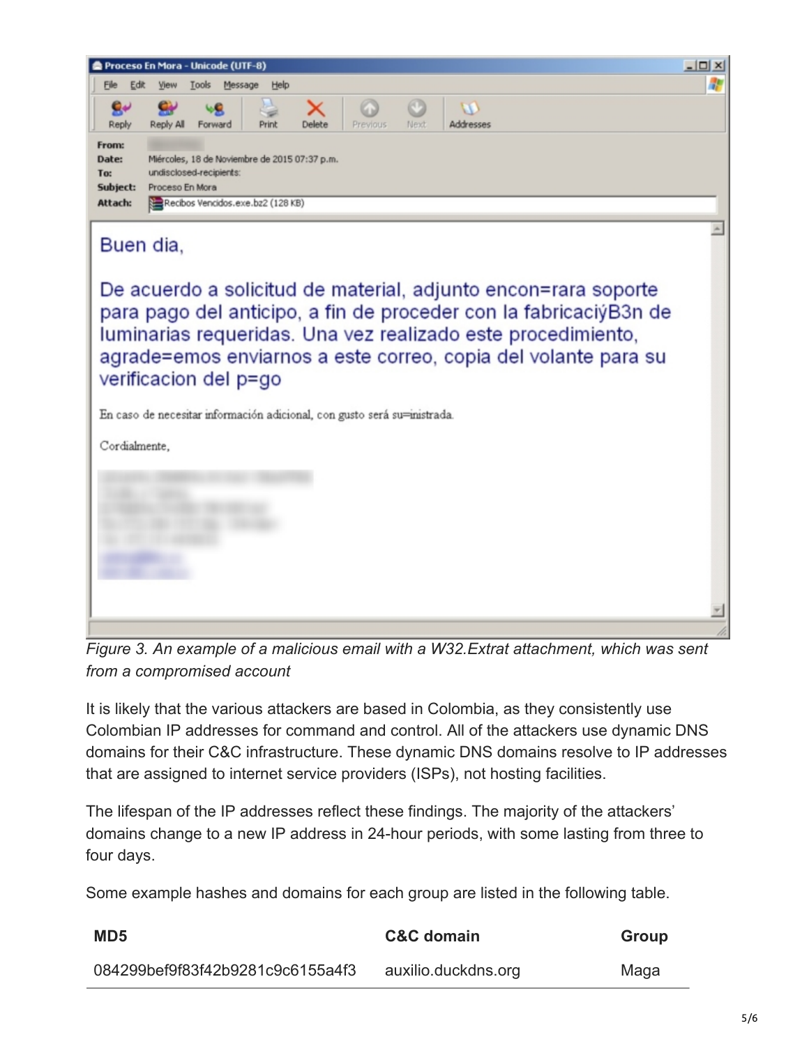*Figure 3. An example of a malicious email with a W32.Extrat attachment, which was sent from a compromised account*

It is likely that the various attackers are based in Colombia, as they consistently use Colombian IP addresses for command and control. All of the attackers use dynamic DNS domains for their C&C infrastructure. These dynamic DNS domains resolve to IP addresses that are assigned to internet service providers (ISPs), not hosting facilities.

The lifespan of the IP addresses reflect these findings. The majority of the attackers' domains change to a new IP address in 24-hour periods, with some lasting from three to four days.

Some example hashes and domains for each group are listed in the following table.

| MD5 | C&C domain | Group |
|---|---|---|
| 084299bef9f83f42b9281c9c6155a4f3 | auxilio.duckdns.org | Maga |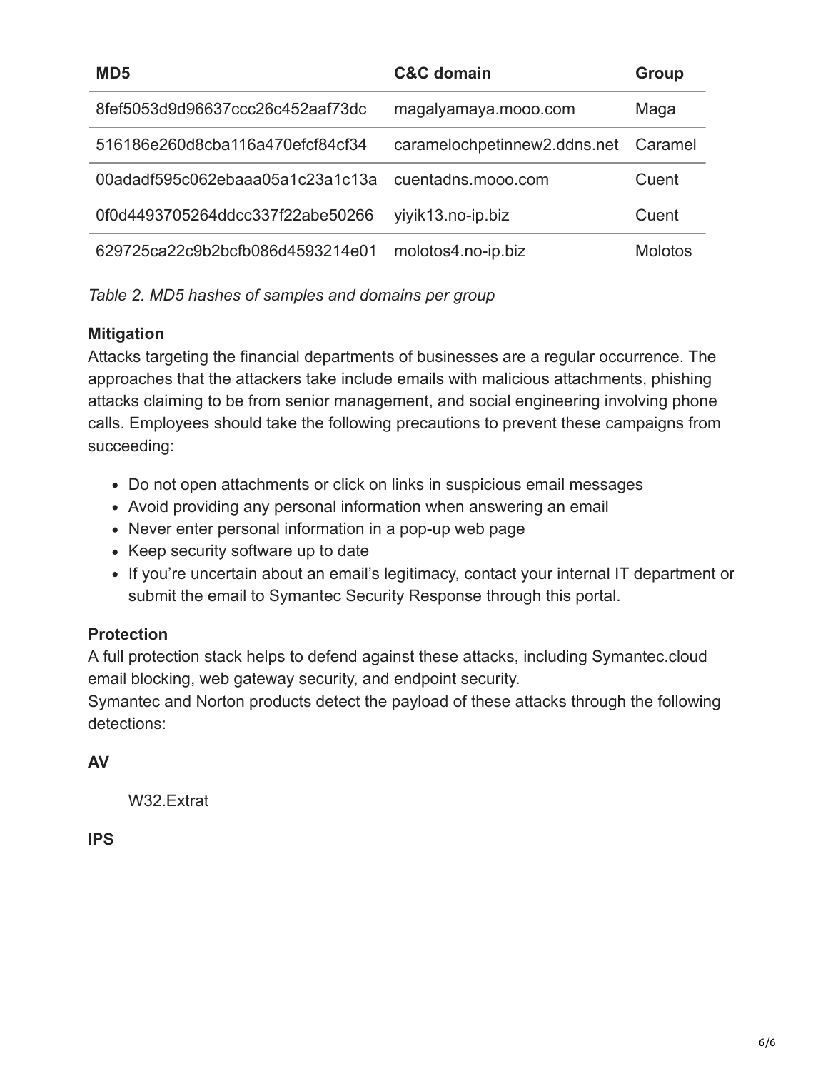| MD5 | C&C domain | Group |
|---|---|---|
| 8fef5053d9d96637ccc26c452aaf73dc | magalyamaya.mooo.com | Maga |
| 516186e260d8cba116a470efcf84cf34 | caramelochpetinnew2.ddns.net | Caramel |
| 00adadf595c062ebaaa05a1c23a1c13a | cuentadns.mooo.com | Cuent |
| 0f0d4493705264ddcc337f22abe50266 | yiyik13.no-ip.biz | Cuent |
| 629725ca22c9b2bcfb086d4593214e01 | molotos4.no-ip.biz | Molotos |

*Table 2. MD5 hashes of samples and domains per group*

**Mitigation**

Attacks targeting the financial departments of businesses are a regular occurrence. The approaches that the attackers take include emails with malicious attachments, phishing attacks claiming to be from senior management, and social engineering involving phone calls. Employees should take the following precautions to prevent these campaigns from succeeding:

- Do not open attachments or click on links in suspicious email messages
- Avoid providing any personal information when answering an email
- Never enter personal information in a pop-up web page
- Keep security software up to date
- If you're uncertain about an email's legitimacy, contact your internal IT department or submit the email to Symantec Security Response through this portal.

**Protection**

A full protection stack helps to defend against these attacks, including Symantec.cloud email blocking, web gateway security, and endpoint security.

Symantec and Norton products detect the payload of these attacks through the following detections:

**AV**

W32.Extrat

**IPS**